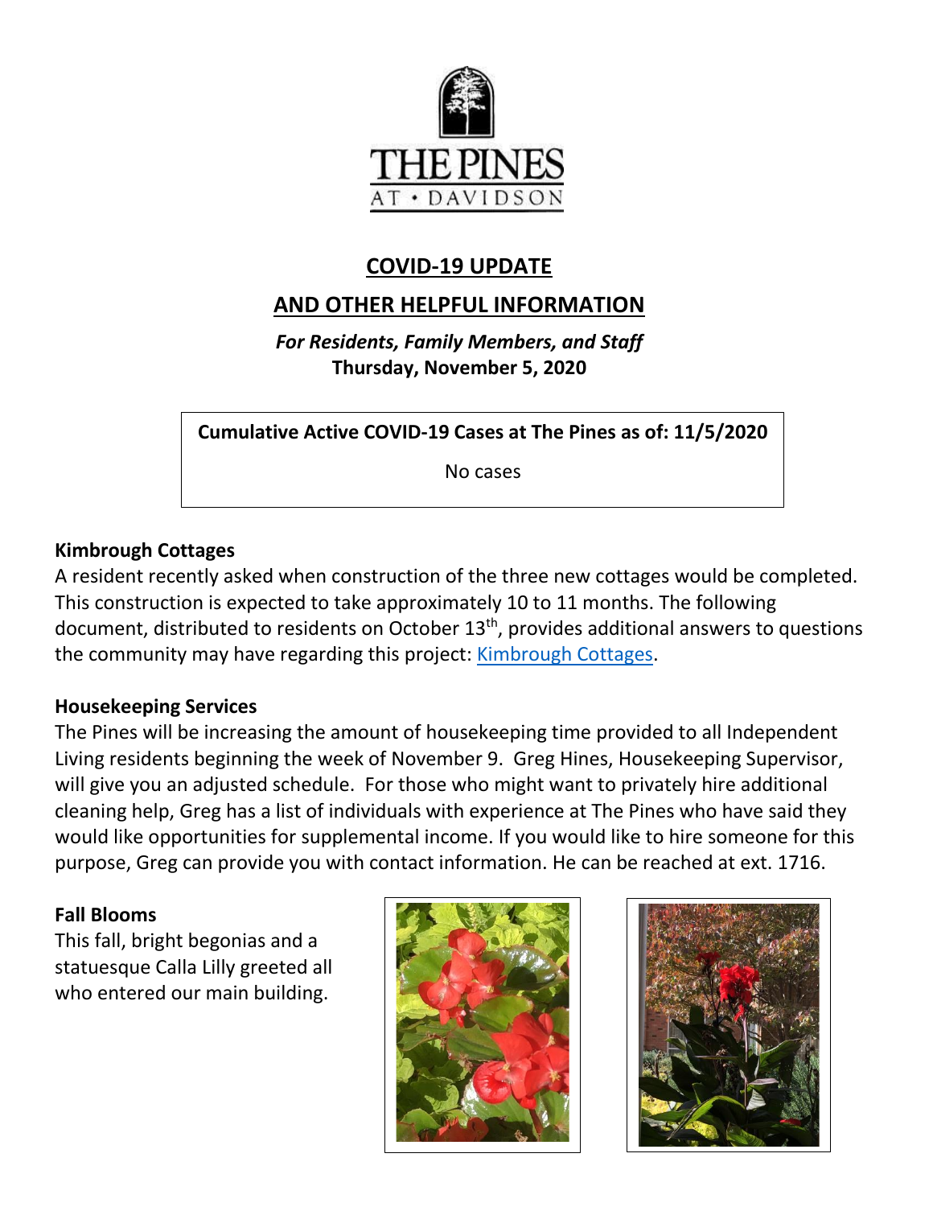THE PINES
AT • DAVIDSON

# COVID-19 UPDATE

## AND OTHER HELPFUL INFORMATION

***For Residents, Family Members, and Staff***
**Thursday, November 5, 2020**

| Cumulative Active COVID-19 Cases at The Pines as of: 11/5/2020 |
| --- |
| No cases |

### Kimbrough Cottages

A resident recently asked when construction of the three new cottages would be completed. This construction is expected to take approximately 10 to 11 months. The following document, distributed to residents on October 13th, provides additional answers to questions the community may have regarding this project: [Kimbrough Cottages](Kimbrough Cottages).

### Housekeeping Services

The Pines will be increasing the amount of housekeeping time provided to all Independent Living residents beginning the week of November 9. Greg Hines, Housekeeping Supervisor, will give you an adjusted schedule. For those who might want to privately hire additional cleaning help, Greg has a list of individuals with experience at The Pines who have said they would like opportunities for supplemental income. If you would like to hire someone for this purpose, Greg can provide you with contact information. He can be reached at ext. 1716.

### Fall Blooms

This fall, bright begonias and a statuesque Calla Lilly greeted all who entered our main building.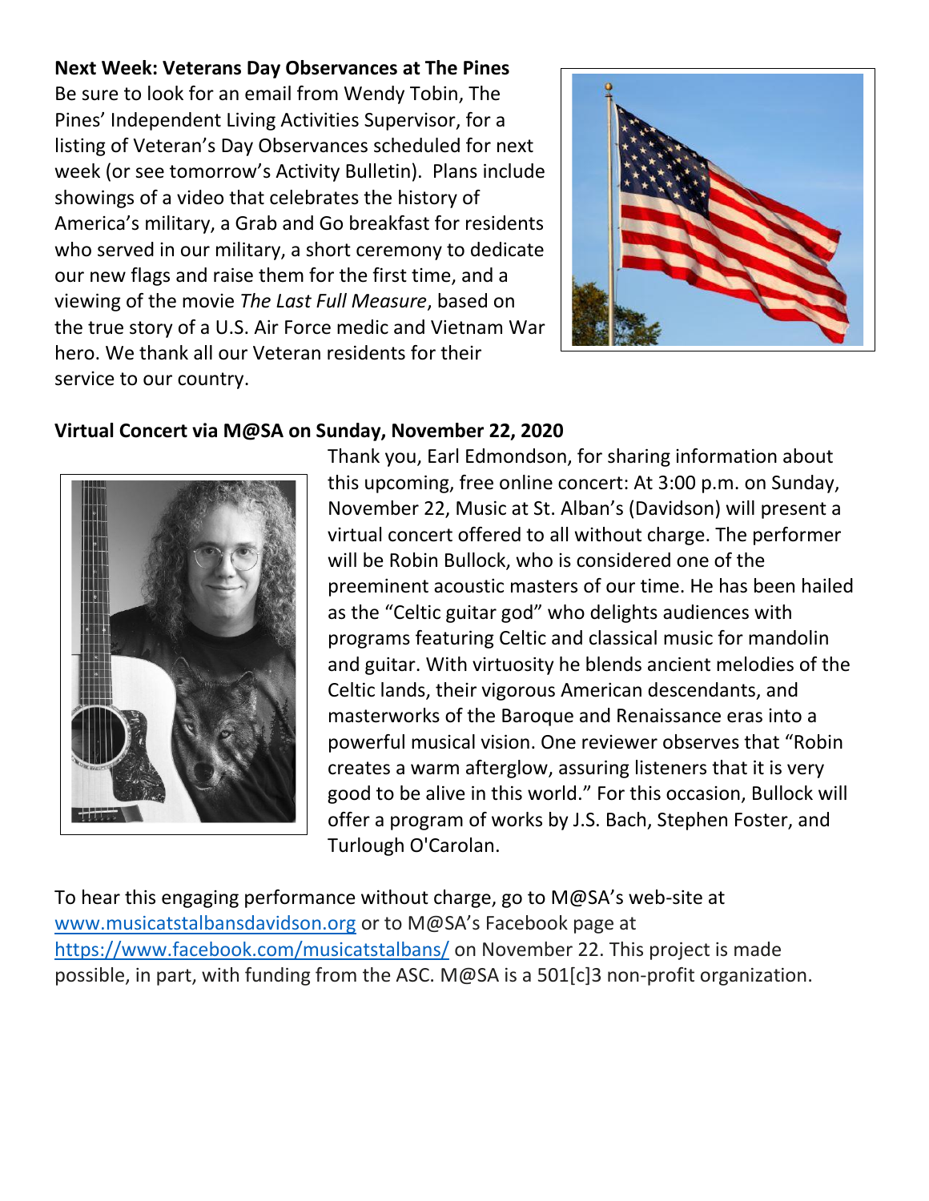**Next Week: Veterans Day Observances at The Pines**

Be sure to look for an email from Wendy Tobin, The Pines' Independent Living Activities Supervisor, for a listing of Veteran's Day Observances scheduled for next week (or see tomorrow's Activity Bulletin). Plans include showings of a video that celebrates the history of America's military, a Grab and Go breakfast for residents who served in our military, a short ceremony to dedicate our new flags and raise them for the first time, and a viewing of the movie *The Last Full Measure*, based on the true story of a U.S. Air Force medic and Vietnam War hero. We thank all our Veteran residents for their service to our country.

**Virtual Concert via M@SA on Sunday, November 22, 2020**

Thank you, Earl Edmondson, for sharing information about this upcoming, free online concert: At 3:00 p.m. on Sunday, November 22, Music at St. Alban's (Davidson) will present a virtual concert offered to all without charge. The performer will be Robin Bullock, who is considered one of the preeminent acoustic masters of our time. He has been hailed as the "Celtic guitar god" who delights audiences with programs featuring Celtic and classical music for mandolin and guitar. With virtuosity he blends ancient melodies of the Celtic lands, their vigorous American descendants, and masterworks of the Baroque and Renaissance eras into a powerful musical vision. One reviewer observes that "Robin creates a warm afterglow, assuring listeners that it is very good to be alive in this world." For this occasion, Bullock will offer a program of works by J.S. Bach, Stephen Foster, and Turlough O'Carolan.

To hear this engaging performance without charge, go to M@SA's web-site at www.musicatstalbansdavidson.org or to M@SA's Facebook page at https://www.facebook.com/musicatstalbans/ on November 22. This project is made possible, in part, with funding from the ASC. M@SA is a 501[c]3 non-profit organization.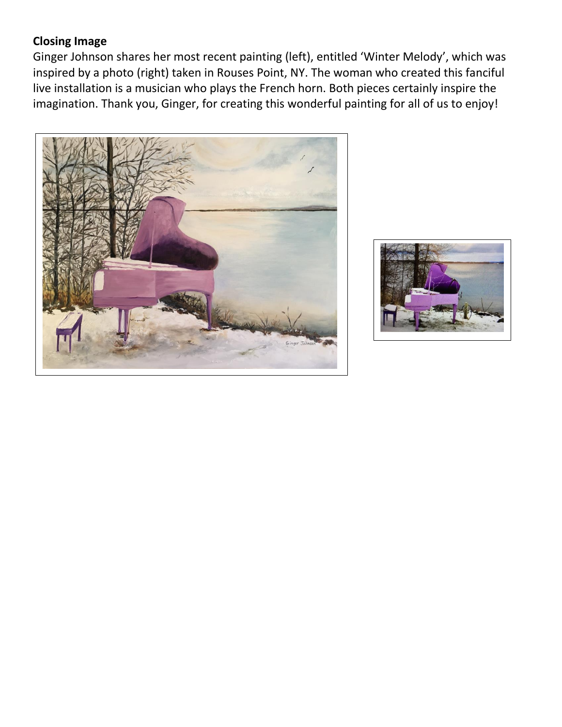**Closing Image**

Ginger Johnson shares her most recent painting (left), entitled 'Winter Melody', which was inspired by a photo (right) taken in Rouses Point, NY. The woman who created this fanciful live installation is a musician who plays the French horn. Both pieces certainly inspire the imagination. Thank you, Ginger, for creating this wonderful painting for all of us to enjoy!